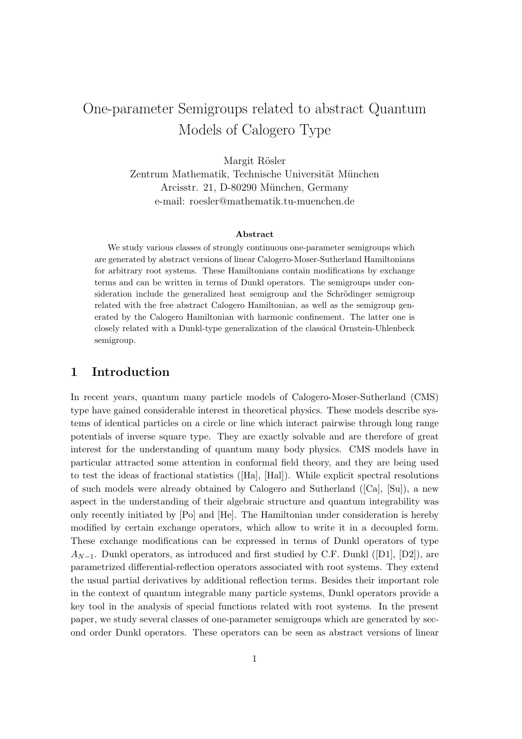# One-parameter Semigroups related to abstract Quantum Models of Calogero Type

Margit Rösler
Zentrum Mathematik, Technische Universität München
Arcisstr. 21, D-80290 München, Germany
e-mail: roesler@mathematik.tu-muenchen.de

### Abstract

We study various classes of strongly continuous one-parameter semigroups which are generated by abstract versions of linear Calogero-Moser-Sutherland Hamiltonians for arbitrary root systems. These Hamiltonians contain modifications by exchange terms and can be written in terms of Dunkl operators. The semigroups under consideration include the generalized heat semigroup and the Schrödinger semigroup related with the free abstract Calogero Hamiltonian, as well as the semigroup generated by the Calogero Hamiltonian with harmonic confinement. The latter one is closely related with a Dunkl-type generalization of the classical Ornstein-Uhlenbeck semigroup.

## 1 Introduction

In recent years, quantum many particle models of Calogero-Moser-Sutherland (CMS) type have gained considerable interest in theoretical physics. These models describe systems of identical particles on a circle or line which interact pairwise through long range potentials of inverse square type. They are exactly solvable and are therefore of great interest for the understanding of quantum many body physics. CMS models have in particular attracted some attention in conformal field theory, and they are being used to test the ideas of fractional statistics ([Ha], [Hal]). While explicit spectral resolutions of such models were already obtained by Calogero and Sutherland ([Ca], [Su]), a new aspect in the understanding of their algebraic structure and quantum integrability was only recently initiated by [Po] and [He]. The Hamiltonian under consideration is hereby modified by certain exchange operators, which allow to write it in a decoupled form. These exchange modifications can be expressed in terms of Dunkl operators of type $A_{N-1}$. Dunkl operators, as introduced and first studied by C.F. Dunkl ([D1], [D2]), are parametrized differential-reflection operators associated with root systems. They extend the usual partial derivatives by additional reflection terms. Besides their important role in the context of quantum integrable many particle systems, Dunkl operators provide a key tool in the analysis of special functions related with root systems. In the present paper, we study several classes of one-parameter semigroups which are generated by second order Dunkl operators. These operators can be seen as abstract versions of linear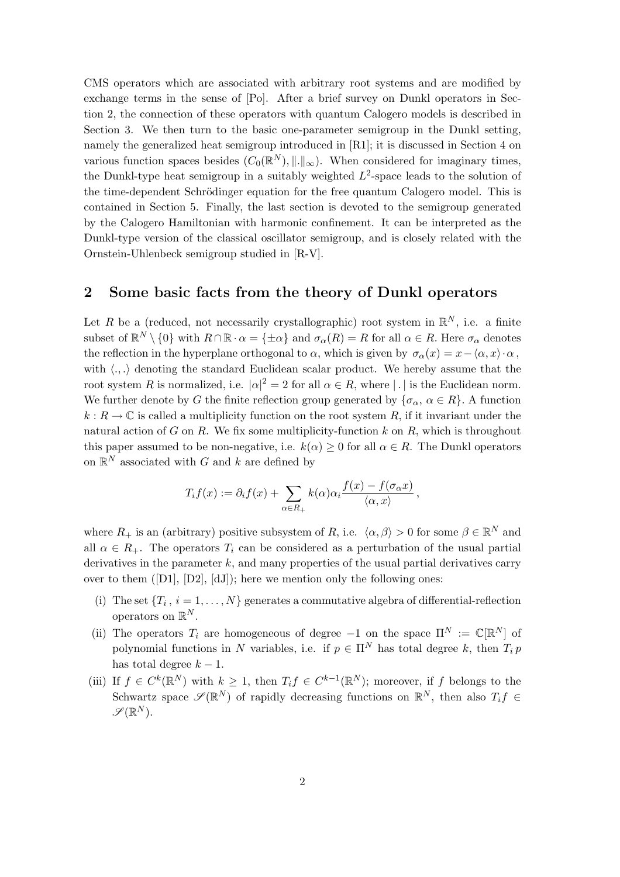CMS operators which are associated with arbitrary root systems and are modified by exchange terms in the sense of [Po]. After a brief survey on Dunkl operators in Section 2, the connection of these operators with quantum Calogero models is described in Section 3. We then turn to the basic one-parameter semigroup in the Dunkl setting, namely the generalized heat semigroup introduced in [R1]; it is discussed in Section 4 on various function spaces besides $(C_0(\mathbb{R}^N), \|.\|_\infty)$. When considered for imaginary times, the Dunkl-type heat semigroup in a suitably weighted $L^2$-space leads to the solution of the time-dependent Schrödinger equation for the free quantum Calogero model. This is contained in Section 5. Finally, the last section is devoted to the semigroup generated by the Calogero Hamiltonian with harmonic confinement. It can be interpreted as the Dunkl-type version of the classical oscillator semigroup, and is closely related with the Ornstein-Uhlenbeck semigroup studied in [R-V].

## 2 Some basic facts from the theory of Dunkl operators

Let $R$ be a (reduced, not necessarily crystallographic) root system in $\mathbb{R}^N$, i.e. a finite subset of $\mathbb{R}^N \setminus \{0\}$ with $R \cap \mathbb{R} \cdot \alpha = \{\pm\alpha\}$ and $\sigma_\alpha(R) = R$ for all $\alpha \in R$. Here $\sigma_\alpha$ denotes the reflection in the hyperplane orthogonal to $\alpha$, which is given by $\sigma_\alpha(x) = x - \langle \alpha, x\rangle \cdot \alpha$, with $\langle .,. \rangle$ denoting the standard Euclidean scalar product. We hereby assume that the root system $R$ is normalized, i.e. $|\alpha|^2 = 2$ for all $\alpha \in R$, where $|\,.\,|$ is the Euclidean norm. We further denote by $G$ the finite reflection group generated by $\{\sigma_\alpha,\, \alpha \in R\}$. A function $k : R \to \mathbb{C}$ is called a multiplicity function on the root system $R$, if it invariant under the natural action of $G$ on $R$. We fix some multiplicity-function $k$ on $R$, which is throughout this paper assumed to be non-negative, i.e. $k(\alpha) \geq 0$ for all $\alpha \in R$. The Dunkl operators on $\mathbb{R}^N$ associated with $G$ and $k$ are defined by

$$T_i f(x) := \partial_i f(x) + \sum_{\alpha \in R_+} k(\alpha)\alpha_i \frac{f(x) - f(\sigma_\alpha x)}{\langle \alpha, x\rangle}\,,$$

where $R_+$ is an (arbitrary) positive subsystem of $R$, i.e. $\langle \alpha, \beta \rangle > 0$ for some $\beta \in \mathbb{R}^N$ and all $\alpha \in R_+$. The operators $T_i$ can be considered as a perturbation of the usual partial derivatives in the parameter $k$, and many properties of the usual partial derivatives carry over to them ([D1], [D2], [dJ]); here we mention only the following ones:

- (i) The set $\{T_i\,,\, i = 1, \ldots, N\}$ generates a commutative algebra of differential-reflection operators on $\mathbb{R}^N$.
- (ii) The operators $T_i$ are homogeneous of degree $-1$ on the space $\Pi^N := \mathbb{C}[\mathbb{R}^N]$ of polynomial functions in $N$ variables, i.e. if $p \in \Pi^N$ has total degree $k$, then $T_i\, p$ has total degree $k - 1$.
- (iii) If $f \in C^k(\mathbb{R}^N)$ with $k \geq 1$, then $T_i f \in C^{k-1}(\mathbb{R}^N)$; moreover, if $f$ belongs to the Schwartz space $\mathscr{S}(\mathbb{R}^N)$ of rapidly decreasing functions on $\mathbb{R}^N$, then also $T_i f \in \mathscr{S}(\mathbb{R}^N)$.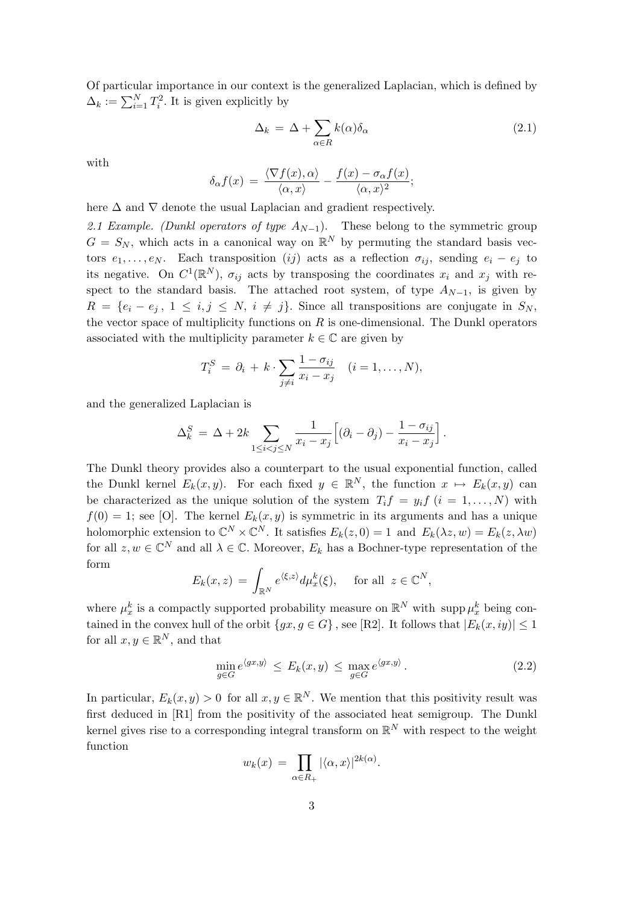Of particular importance in our context is the generalized Laplacian, which is defined by $\Delta_k := \sum_{i=1}^N T_i^2$. It is given explicitly by

$$\Delta_k \,=\, \Delta + \sum_{\alpha\in R} k(\alpha)\delta_\alpha \tag{2.1}$$

with

$$\delta_\alpha f(x) \,=\, \frac{\langle \nabla f(x), \alpha\rangle}{\langle \alpha, x\rangle} - \frac{f(x) - \sigma_\alpha f(x)}{\langle \alpha, x\rangle^2};$$

here $\Delta$ and $\nabla$ denote the usual Laplacian and gradient respectively.

*2.1 Example. (Dunkl operators of type $A_{N-1}$).* These belong to the symmetric group $G = S_N$, which acts in a canonical way on $\mathbb{R}^N$ by permuting the standard basis vectors $e_1, \ldots, e_N$. Each transposition $(ij)$ acts as a reflection $\sigma_{ij}$, sending $e_i - e_j$ to its negative. On $C^1(\mathbb{R}^N)$, $\sigma_{ij}$ acts by transposing the coordinates $x_i$ and $x_j$ with respect to the standard basis. The attached root system, of type $A_{N-1}$, is given by $R = \{e_i - e_j\,,\ 1 \leq i,j \leq N,\ i \neq j\}$. Since all transpositions are conjugate in $S_N$, the vector space of multiplicity functions on $R$ is one-dimensional. The Dunkl operators associated with the multiplicity parameter $k \in \mathbb{C}$ are given by

$$T_i^S \,=\, \partial_i \,+\, k\cdot \sum_{j\neq i} \frac{1-\sigma_{ij}}{x_i - x_j} \quad (i = 1,\ldots,N),$$

and the generalized Laplacian is

$$\Delta_k^S \,=\, \Delta + 2k \sum_{1\leq i<j\leq N} \frac{1}{x_i - x_j}\Big[(\partial_i - \partial_j) - \frac{1-\sigma_{ij}}{x_i - x_j}\Big]\,.$$

The Dunkl theory provides also a counterpart to the usual exponential function, called the Dunkl kernel $E_k(x,y)$. For each fixed $y \in \mathbb{R}^N$, the function $x \mapsto E_k(x,y)$ can be characterized as the unique solution of the system $T_i f = y_i f$ $(i = 1,\ldots,N)$ with $f(0) = 1$; see [O]. The kernel $E_k(x,y)$ is symmetric in its arguments and has a unique holomorphic extension to $\mathbb{C}^N \times \mathbb{C}^N$. It satisfies $E_k(z,0) = 1$ and $E_k(\lambda z, w) = E_k(z, \lambda w)$ for all $z, w \in \mathbb{C}^N$ and all $\lambda \in \mathbb{C}$. Moreover, $E_k$ has a Bochner-type representation of the form

$$E_k(x,z) \,=\, \int_{\mathbb{R}^N} e^{\langle \xi, z\rangle} d\mu_x^k(\xi), \quad \text{ for all } z \in \mathbb{C}^N,$$

where $\mu_x^k$ is a compactly supported probability measure on $\mathbb{R}^N$ with $\operatorname{supp}\mu_x^k$ being contained in the convex hull of the orbit $\{gx, g\in G\}$, see [R2]. It follows that $|E_k(x,iy)| \leq 1$ for all $x, y \in \mathbb{R}^N$, and that

$$\min_{g\in G} e^{\langle gx, y\rangle} \,\leq\, E_k(x,y) \,\leq\, \max_{g\in G} e^{\langle gx, y\rangle}\,. \tag{2.2}$$

In particular, $E_k(x,y) > 0$ for all $x, y \in \mathbb{R}^N$. We mention that this positivity result was first deduced in [R1] from the positivity of the associated heat semigroup. The Dunkl kernel gives rise to a corresponding integral transform on $\mathbb{R}^N$ with respect to the weight function

$$w_k(x) \,=\, \prod_{\alpha\in R_+} |\langle \alpha, x\rangle|^{2k(\alpha)}.$$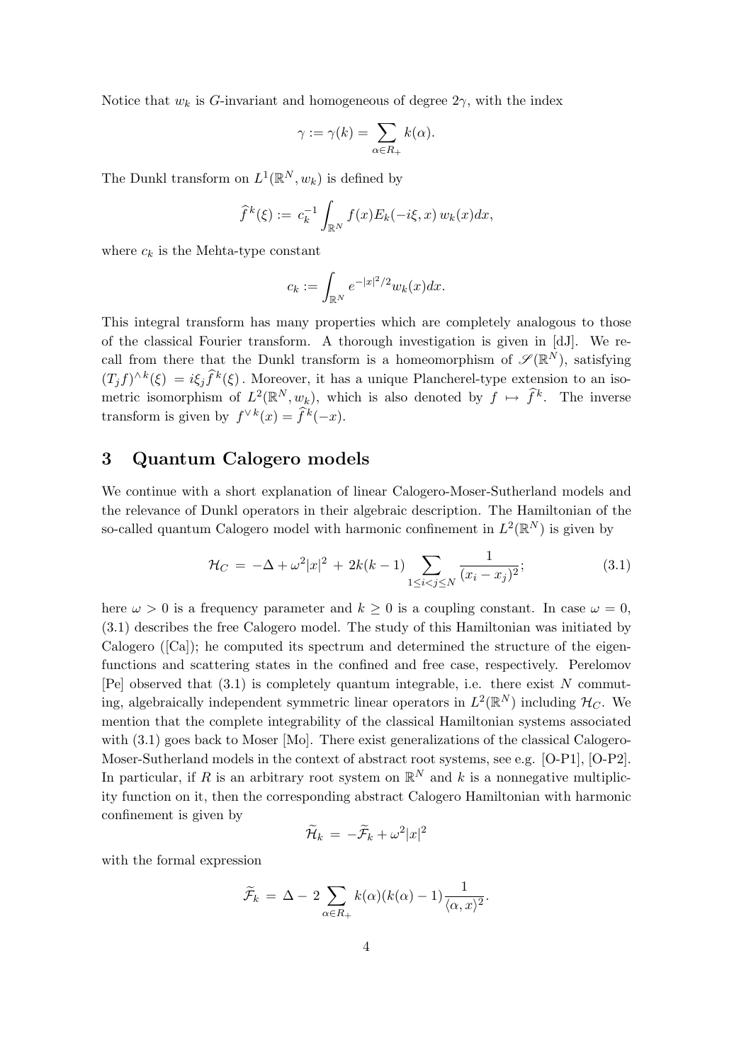Notice that $w_k$ is $G$-invariant and homogeneous of degree $2\gamma$, with the index

$$\gamma := \gamma(k) = \sum_{\alpha \in R_+} k(\alpha).$$

The Dunkl transform on $L^1(\mathbb{R}^N, w_k)$ is defined by

$$\widehat{f}^k(\xi) := c_k^{-1} \int_{\mathbb{R}^N} f(x) E_k(-i\xi, x)\, w_k(x) dx,$$

where $c_k$ is the Mehta-type constant

$$c_k := \int_{\mathbb{R}^N} e^{-|x|^2/2} w_k(x) dx.$$

This integral transform has many properties which are completely analogous to those of the classical Fourier transform. A thorough investigation is given in [dJ]. We recall from there that the Dunkl transform is a homeomorphism of $\mathscr{S}(\mathbb{R}^N)$, satisfying $(T_j f)^{\wedge k}(\xi) = i\xi_j \widehat{f}^k(\xi)$. Moreover, it has a unique Plancherel-type extension to an isometric isomorphism of $L^2(\mathbb{R}^N, w_k)$, which is also denoted by $f \mapsto \widehat{f}^k$. The inverse transform is given by $f^{\vee k}(x) = \widehat{f}^k(-x)$.

# 3 Quantum Calogero models

We continue with a short explanation of linear Calogero-Moser-Sutherland models and the relevance of Dunkl operators in their algebraic description. The Hamiltonian of the so-called quantum Calogero model with harmonic confinement in $L^2(\mathbb{R}^N)$ is given by

$$\mathcal{H}_C = -\Delta + \omega^2 |x|^2 + 2k(k-1) \sum_{1 \le i < j \le N} \frac{1}{(x_i - x_j)^2}; \tag{3.1}$$

here $\omega > 0$ is a frequency parameter and $k \ge 0$ is a coupling constant. In case $\omega = 0$, (3.1) describes the free Calogero model. The study of this Hamiltonian was initiated by Calogero ([Ca]); he computed its spectrum and determined the structure of the eigenfunctions and scattering states in the confined and free case, respectively. Perelomov [Pe] observed that (3.1) is completely quantum integrable, i.e. there exist $N$ commuting, algebraically independent symmetric linear operators in $L^2(\mathbb{R}^N)$ including $\mathcal{H}_C$. We mention that the complete integrability of the classical Hamiltonian systems associated with (3.1) goes back to Moser [Mo]. There exist generalizations of the classical Calogero-Moser-Sutherland models in the context of abstract root systems, see e.g. [O-P1], [O-P2]. In particular, if $R$ is an arbitrary root system on $\mathbb{R}^N$ and $k$ is a nonnegative multiplicity function on it, then the corresponding abstract Calogero Hamiltonian with harmonic confinement is given by

$$\widetilde{\mathcal{H}}_k = -\widetilde{\mathcal{F}}_k + \omega^2 |x|^2$$

with the formal expression

$$\widetilde{\mathcal{F}}_k = \Delta - 2 \sum_{\alpha \in R_+} k(\alpha)(k(\alpha) - 1) \frac{1}{\langle \alpha, x \rangle^2}.$$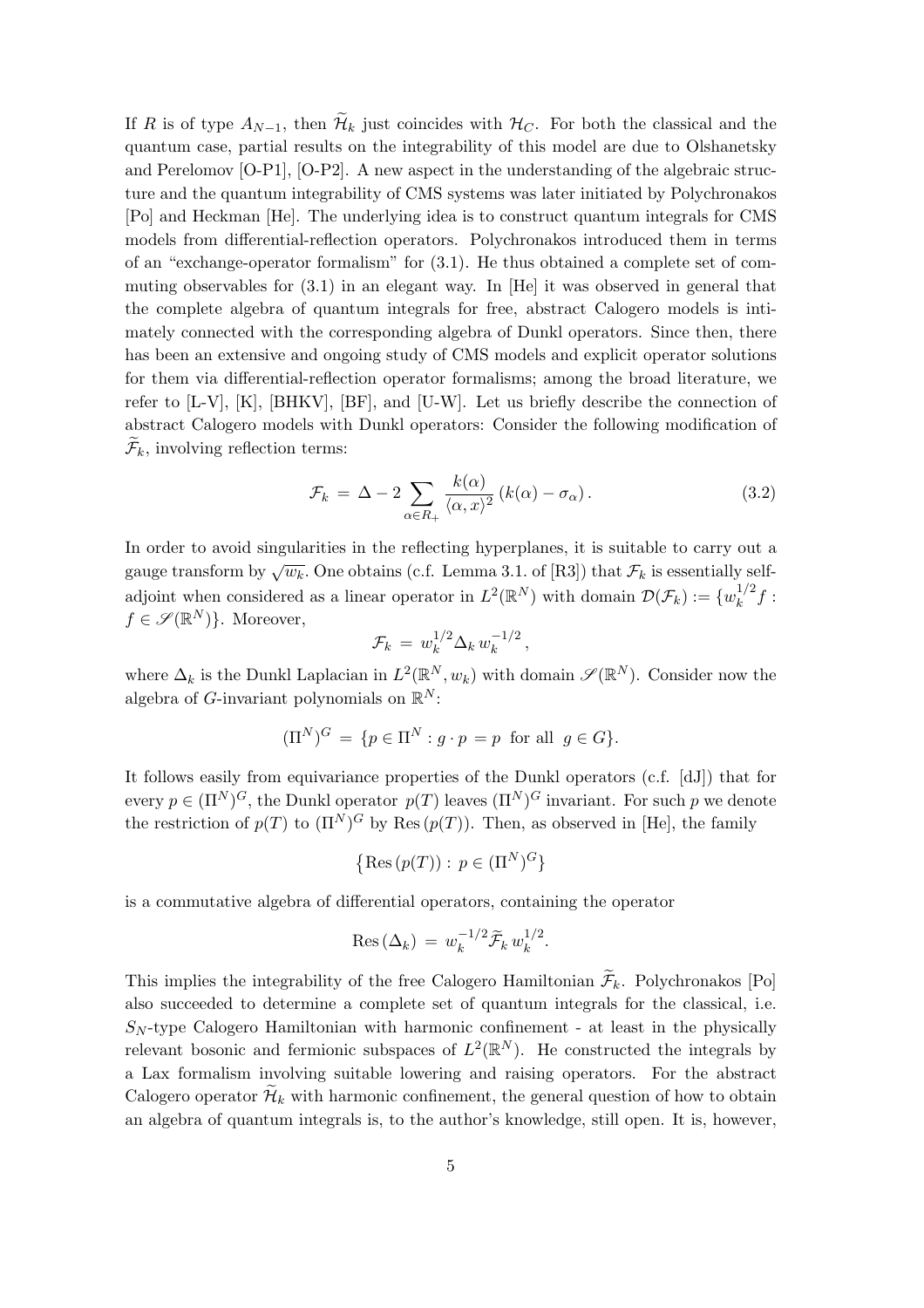If $R$ is of type $A_{N-1}$, then $\widetilde{\mathcal{H}}_k$ just coincides with $\mathcal{H}_C$. For both the classical and the quantum case, partial results on the integrability of this model are due to Olshanetsky and Perelomov [O-P1], [O-P2]. A new aspect in the understanding of the algebraic structure and the quantum integrability of CMS systems was later initiated by Polychronakos [Po] and Heckman [He]. The underlying idea is to construct quantum integrals for CMS models from differential-reflection operators. Polychronakos introduced them in terms of an "exchange-operator formalism" for (3.1). He thus obtained a complete set of commuting observables for (3.1) in an elegant way. In [He] it was observed in general that the complete algebra of quantum integrals for free, abstract Calogero models is intimately connected with the corresponding algebra of Dunkl operators. Since then, there has been an extensive and ongoing study of CMS models and explicit operator solutions for them via differential-reflection operator formalisms; among the broad literature, we refer to [L-V], [K], [BHKV], [BF], and [U-W]. Let us briefly describe the connection of abstract Calogero models with Dunkl operators: Consider the following modification of $\widetilde{\mathcal{F}}_k$, involving reflection terms:

$$\mathcal{F}_k \,=\, \Delta - 2\sum_{\alpha\in R_+} \frac{k(\alpha)}{\langle \alpha, x\rangle^2}\,(k(\alpha) - \sigma_\alpha)\,. \tag{3.2}$$

In order to avoid singularities in the reflecting hyperplanes, it is suitable to carry out a gauge transform by $\sqrt{w_k}$. One obtains (c.f. Lemma 3.1. of [R3]) that $\mathcal{F}_k$ is essentially self-adjoint when considered as a linear operator in $L^2(\mathbb{R}^N)$ with domain $\mathcal{D}(\mathcal{F}_k) := \{w_k^{1/2} f : f \in \mathscr{S}(\mathbb{R}^N)\}$. Moreover,

$$\mathcal{F}_k \,=\, w_k^{1/2}\Delta_k\, w_k^{-1/2}\,,$$

where $\Delta_k$ is the Dunkl Laplacian in $L^2(\mathbb{R}^N, w_k)$ with domain $\mathscr{S}(\mathbb{R}^N)$. Consider now the algebra of $G$-invariant polynomials on $\mathbb{R}^N$:

$$(\Pi^N)^G \,=\, \{p \in \Pi^N : g\cdot p \,= p \;\text{ for all }\; g\in G\}.$$

It follows easily from equivariance properties of the Dunkl operators (c.f. [dJ]) that for every $p \in (\Pi^N)^G$, the Dunkl operator $p(T)$ leaves $(\Pi^N)^G$ invariant. For such $p$ we denote the restriction of $p(T)$ to $(\Pi^N)^G$ by $\mathrm{Res}\,(p(T))$. Then, as observed in [He], the family

$$\left\{\mathrm{Res}\,(p(T)) :\, p\in(\Pi^N)^G\right\}$$

is a commutative algebra of differential operators, containing the operator

$$\mathrm{Res}\,(\Delta_k) \,=\, w_k^{-1/2}\widetilde{\mathcal{F}}_k\, w_k^{1/2}.$$

This implies the integrability of the free Calogero Hamiltonian $\widetilde{\mathcal{F}}_k$. Polychronakos [Po] also succeeded to determine a complete set of quantum integrals for the classical, i.e. $S_N$-type Calogero Hamiltonian with harmonic confinement - at least in the physically relevant bosonic and fermionic subspaces of $L^2(\mathbb{R}^N)$. He constructed the integrals by a Lax formalism involving suitable lowering and raising operators. For the abstract Calogero operator $\widetilde{\mathcal{H}}_k$ with harmonic confinement, the general question of how to obtain an algebra of quantum integrals is, to the author's knowledge, still open. It is, however,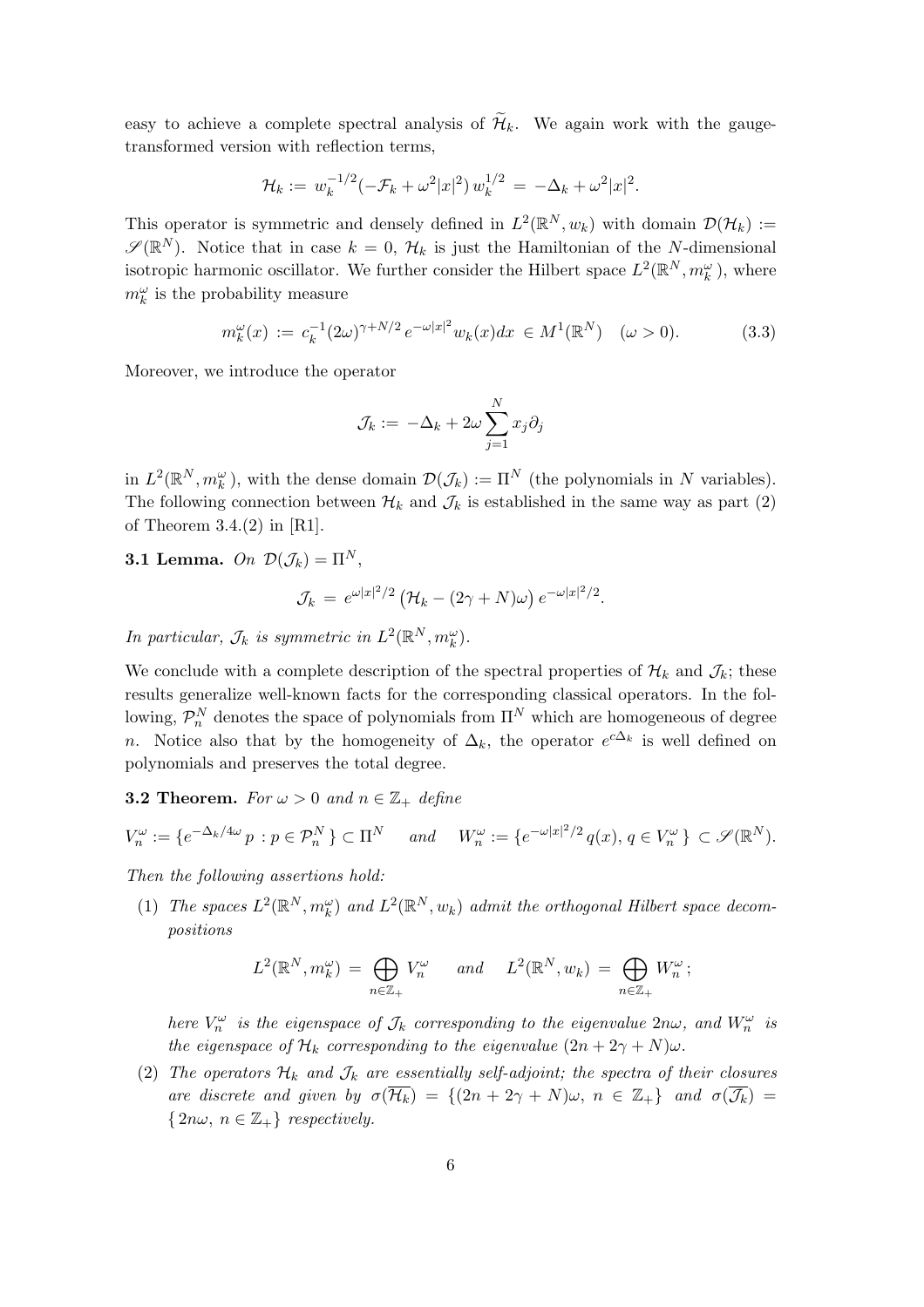easy to achieve a complete spectral analysis of $\widetilde{\mathcal{H}}_k$. We again work with the gauge-transformed version with reflection terms,

$$\mathcal{H}_k := w_k^{-1/2}(-\mathcal{F}_k + \omega^2|x|^2)\, w_k^{1/2} \,=\, -\Delta_k + \omega^2|x|^2.$$

This operator is symmetric and densely defined in $L^2(\mathbb{R}^N, w_k)$ with domain $\mathcal{D}(\mathcal{H}_k) := \mathscr{S}(\mathbb{R}^N)$. Notice that in case $k = 0$, $\mathcal{H}_k$ is just the Hamiltonian of the $N$-dimensional isotropic harmonic oscillator. We further consider the Hilbert space $L^2(\mathbb{R}^N, m_k^\omega)$, where $m_k^\omega$ is the probability measure

$$m_k^\omega(x) \,:=\, c_k^{-1}(2\omega)^{\gamma+N/2}\, e^{-\omega|x|^2} w_k(x)dx \,\in M^1(\mathbb{R}^N) \quad (\omega > 0). \tag{3.3}$$

Moreover, we introduce the operator

$$\mathcal{J}_k := \,-\Delta_k + 2\omega\sum_{j=1}^N x_j\partial_j$$

in $L^2(\mathbb{R}^N, m_k^\omega)$, with the dense domain $\mathcal{D}(\mathcal{J}_k) := \Pi^N$ (the polynomials in $N$ variables). The following connection between $\mathcal{H}_k$ and $\mathcal{J}_k$ is established in the same way as part (2) of Theorem 3.4.(2) in [R1].

**3.1 Lemma.** *On* $\mathcal{D}(\mathcal{J}_k) = \Pi^N$,

$$\mathcal{J}_k \,=\, e^{\omega|x|^2/2}\left(\mathcal{H}_k - (2\gamma + N)\omega\right) e^{-\omega|x|^2/2}.$$

*In particular,* $\mathcal{J}_k$ *is symmetric in* $L^2(\mathbb{R}^N, m_k^\omega)$.

We conclude with a complete description of the spectral properties of $\mathcal{H}_k$ and $\mathcal{J}_k$; these results generalize well-known facts for the corresponding classical operators. In the following, $\mathcal{P}_n^N$ denotes the space of polynomials from $\Pi^N$ which are homogeneous of degree $n$. Notice also that by the homogeneity of $\Delta_k$, the operator $e^{c\Delta_k}$ is well defined on polynomials and preserves the total degree.

**3.2 Theorem.** *For* $\omega > 0$ *and* $n \in \mathbb{Z}_+$ *define*

$$V_n^\omega := \{e^{-\Delta_k/4\omega}\, p \,:\, p \in \mathcal{P}_n^N\} \subset \Pi^N \quad \text{and} \quad W_n^\omega := \{e^{-\omega|x|^2/2}\, q(x),\, q \in V_n^\omega\} \subset \mathscr{S}(\mathbb{R}^N).$$

*Then the following assertions hold:*

(1) *The spaces* $L^2(\mathbb{R}^N, m_k^\omega)$ *and* $L^2(\mathbb{R}^N, w_k)$ *admit the orthogonal Hilbert space decompositions*

$$L^2(\mathbb{R}^N, m_k^\omega) \,=\, \bigoplus_{n\in\mathbb{Z}_+} V_n^\omega \quad \text{and} \quad L^2(\mathbb{R}^N, w_k) \,=\, \bigoplus_{n\in\mathbb{Z}_+} W_n^\omega\,;$$

*here* $V_n^\omega$ *is the eigenspace of* $\mathcal{J}_k$ *corresponding to the eigenvalue* $2n\omega$, *and* $W_n^\omega$ *is the eigenspace of* $\mathcal{H}_k$ *corresponding to the eigenvalue* $(2n + 2\gamma + N)\omega$.

(2) *The operators* $\mathcal{H}_k$ *and* $\mathcal{J}_k$ *are essentially self-adjoint; the spectra of their closures are discrete and given by* $\sigma(\overline{\mathcal{H}_k}) = \{(2n + 2\gamma + N)\omega,\ n \in \mathbb{Z}_+\}$ *and* $\sigma(\overline{\mathcal{J}_k}) = \{2n\omega,\ n \in \mathbb{Z}_+\}$ *respectively.*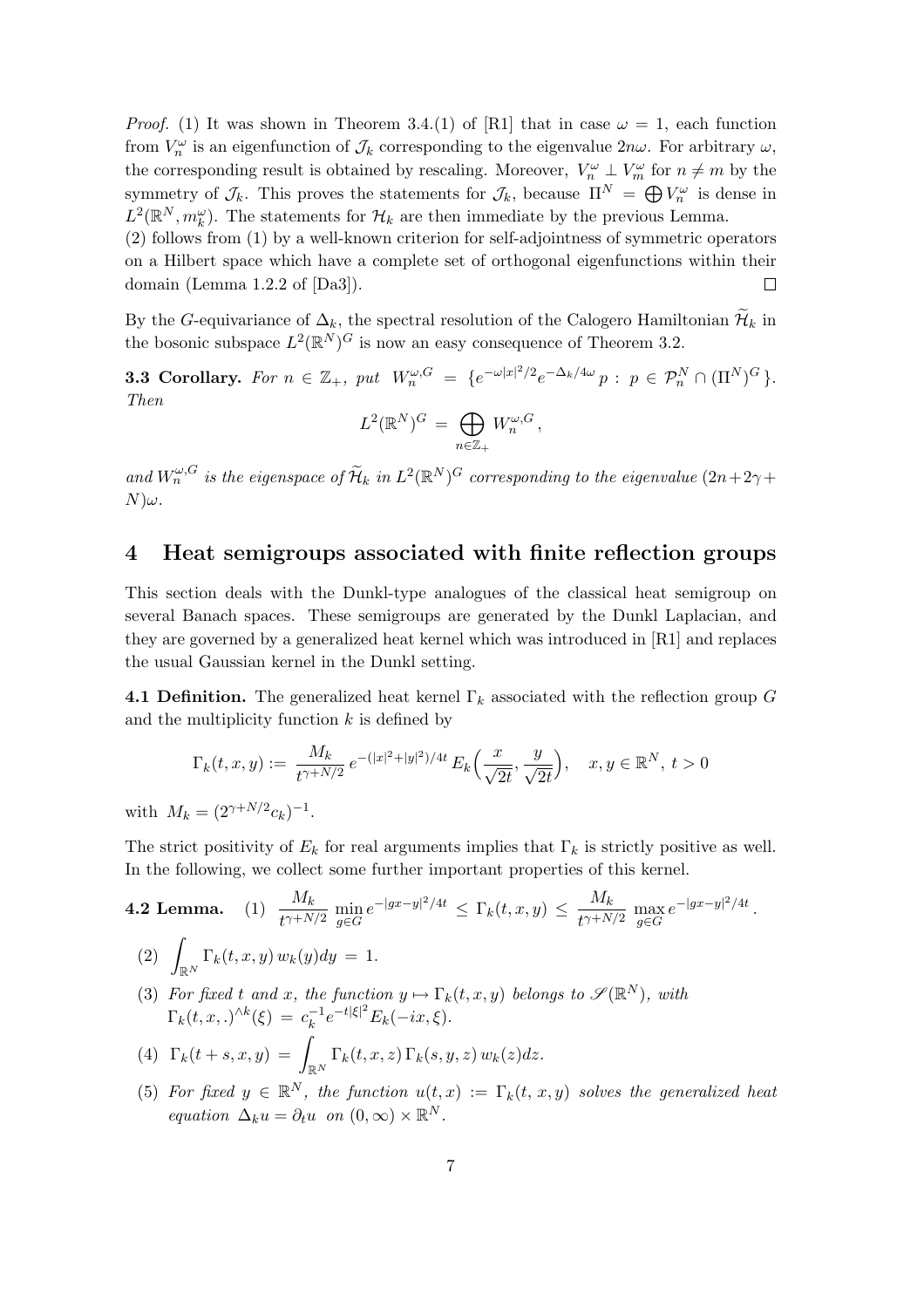*Proof.* (1) It was shown in Theorem 3.4.(1) of [R1] that in case $\omega = 1$, each function from $V_n^\omega$ is an eigenfunction of $\mathcal{J}_k$ corresponding to the eigenvalue $2n\omega$. For arbitrary $\omega$, the corresponding result is obtained by rescaling. Moreover, $V_n^\omega \perp V_m^\omega$ for $n \neq m$ by the symmetry of $\mathcal{J}_k$. This proves the statements for $\mathcal{J}_k$, because $\Pi^N = \bigoplus V_n^\omega$ is dense in $L^2(\mathbb{R}^N, m_k^\omega)$. The statements for $\mathcal{H}_k$ are then immediate by the previous Lemma.
(2) follows from (1) by a well-known criterion for self-adjointness of symmetric operators on a Hilbert space which have a complete set of orthogonal eigenfunctions within their domain (Lemma 1.2.2 of [Da3]). $\square$

By the $G$-equivariance of $\Delta_k$, the spectral resolution of the Calogero Hamiltonian $\widetilde{\mathcal{H}}_k$ in the bosonic subspace $L^2(\mathbb{R}^N)^G$ is now an easy consequence of Theorem 3.2.

**3.3 Corollary.** *For $n \in \mathbb{Z}_+$, put $W_n^{\omega,G} = \{e^{-\omega|x|^2/2}e^{-\Delta_k/4\omega}\, p \,:\, p \in \mathcal{P}_n^N \cap (\Pi^N)^G\}$. Then*

$$L^2(\mathbb{R}^N)^G = \bigoplus_{n \in \mathbb{Z}_+} W_n^{\omega,G},$$

*and $W_n^{\omega,G}$ is the eigenspace of $\widetilde{\mathcal{H}}_k$ in $L^2(\mathbb{R}^N)^G$ corresponding to the eigenvalue $(2n+2\gamma+N)\omega$.*

## 4 Heat semigroups associated with finite reflection groups

This section deals with the Dunkl-type analogues of the classical heat semigroup on several Banach spaces. These semigroups are generated by the Dunkl Laplacian, and they are governed by a generalized heat kernel which was introduced in [R1] and replaces the usual Gaussian kernel in the Dunkl setting.

**4.1 Definition.** The generalized heat kernel $\Gamma_k$ associated with the reflection group $G$ and the multiplicity function $k$ is defined by

$$\Gamma_k(t,x,y) := \frac{M_k}{t^{\gamma+N/2}}\, e^{-(|x|^2+|y|^2)/4t}\, E_k\Big(\frac{x}{\sqrt{2t}}, \frac{y}{\sqrt{2t}}\Big), \quad x, y \in \mathbb{R}^N,\ t > 0$$

with $M_k = (2^{\gamma+N/2}c_k)^{-1}$.

The strict positivity of $E_k$ for real arguments implies that $\Gamma_k$ is strictly positive as well. In the following, we collect some further important properties of this kernel.

**4.2 Lemma.** (1) $\displaystyle \frac{M_k}{t^{\gamma+N/2}} \min_{g\in G} e^{-|gx-y|^2/4t} \,\leq\, \Gamma_k(t,x,y) \,\leq\, \frac{M_k}{t^{\gamma+N/2}} \max_{g\in G} e^{-|gx-y|^2/4t}$.

(2) $\displaystyle \int_{\mathbb{R}^N} \Gamma_k(t,x,y)\, w_k(y)dy \,=\, 1.$

(3) *For fixed $t$ and $x$, the function $y \mapsto \Gamma_k(t,x,y)$ belongs to $\mathscr{S}(\mathbb{R}^N)$, with $\Gamma_k(t,x,.)^{\wedge k}(\xi) \,=\, c_k^{-1}e^{-t|\xi|^2}E_k(-ix,\xi)$.*

(4) $\displaystyle \Gamma_k(t+s,x,y) \,=\, \int_{\mathbb{R}^N} \Gamma_k(t,x,z)\,\Gamma_k(s,y,z)\, w_k(z)dz.$

(5) *For fixed $y \in \mathbb{R}^N$, the function $u(t,x) := \Gamma_k(t,x,y)$ solves the generalized heat equation $\Delta_k u = \partial_t u$ on $(0,\infty) \times \mathbb{R}^N$.*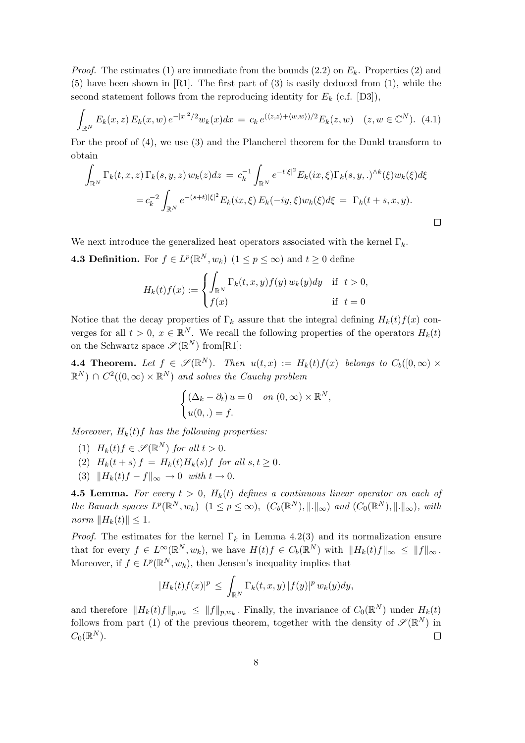*Proof.* The estimates (1) are immediate from the bounds (2.2) on $E_k$. Properties (2) and (5) have been shown in [R1]. The first part of (3) is easily deduced from (1), while the second statement follows from the reproducing identity for $E_k$ (c.f. [D3]),

$$\int_{\mathbb{R}^N} E_k(x,z)\, E_k(x,w)\, e^{-|x|^2/2} w_k(x) dx \;=\; c_k\, e^{(\langle z,z\rangle + \langle w,w\rangle)/2} E_k(z,w) \quad (z,w \in \mathbb{C}^N). \quad (4.1)$$

For the proof of (4), we use (3) and the Plancherel theorem for the Dunkl transform to obtain

$$\begin{aligned}\int_{\mathbb{R}^N} \Gamma_k(t,x,z)\, \Gamma_k(s,y,z)\, w_k(z) dz \;&=\; c_k^{-1} \int_{\mathbb{R}^N} e^{-t|\xi|^2} E_k(ix,\xi) \Gamma_k(s,y,.)^{\wedge k}(\xi) w_k(\xi) d\xi \\ &= c_k^{-2} \int_{\mathbb{R}^N} e^{-(s+t)|\xi|^2} E_k(ix,\xi)\, E_k(-iy,\xi) w_k(\xi) d\xi \;=\; \Gamma_k(t+s,x,y).\end{aligned}$$

□

We next introduce the generalized heat operators associated with the kernel $\Gamma_k$.

**4.3 Definition.** For $f \in L^p(\mathbb{R}^N, w_k)$ $(1 \le p \le \infty)$ and $t \ge 0$ define

$$H_k(t)f(x) := \begin{cases} \displaystyle\int_{\mathbb{R}^N} \Gamma_k(t,x,y) f(y)\, w_k(y) dy & \text{if } \; t > 0, \\ f(x) & \text{if } \; t = 0 \end{cases}$$

Notice that the decay properties of $\Gamma_k$ assure that the integral defining $H_k(t)f(x)$ converges for all $t > 0$, $x \in \mathbb{R}^N$. We recall the following properties of the operators $H_k(t)$ on the Schwartz space $\mathscr{S}(\mathbb{R}^N)$ from[R1]:

**4.4 Theorem.** *Let $f \in \mathscr{S}(\mathbb{R}^N)$. Then $u(t,x) := H_k(t)f(x)$ belongs to $C_b([0,\infty) \times \mathbb{R}^N) \cap C^2((0,\infty) \times \mathbb{R}^N)$ and solves the Cauchy problem*

$$\begin{cases} (\Delta_k - \partial_t)\, u = 0 \quad \text{on } (0,\infty) \times \mathbb{R}^N, \\ u(0,.) = f. \end{cases}$$

*Moreover, $H_k(t)f$ has the following properties:*

1. $H_k(t)f \in \mathscr{S}(\mathbb{R}^N)$ *for all* $t > 0$.
2. $H_k(t+s)\, f \;=\; H_k(t) H_k(s) f$ *for all* $s, t \ge 0$.
3. $\|H_k(t)f - f\|_\infty \;\to 0$ *with* $t \to 0$.

**4.5 Lemma.** *For every $t > 0$, $H_k(t)$ defines a continuous linear operator on each of the Banach spaces $L^p(\mathbb{R}^N, w_k)$ $(1 \le p \le \infty)$, $(C_b(\mathbb{R}^N), \|.\|_\infty)$ and $(C_0(\mathbb{R}^N), \|.\|_\infty)$, with norm $\|H_k(t)\| \le 1$.*

*Proof.* The estimates for the kernel $\Gamma_k$ in Lemma 4.2(3) and its normalization ensure that for every $f \in L^\infty(\mathbb{R}^N, w_k)$, we have $H(t)f \in C_b(\mathbb{R}^N)$ with $\|H_k(t)f\|_\infty \;\le\; \|f\|_\infty$. Moreover, if $f \in L^p(\mathbb{R}^N, w_k)$, then Jensen's inequality implies that

$$|H_k(t)f(x)|^p \;\le\; \int_{\mathbb{R}^N} \Gamma_k(t,x,y)\, |f(y)|^p\, w_k(y) dy,$$

and therefore $\|H_k(t)f\|_{p,w_k} \;\le\; \|f\|_{p,w_k}$. Finally, the invariance of $C_0(\mathbb{R}^N)$ under $H_k(t)$ follows from part (1) of the previous theorem, together with the density of $\mathscr{S}(\mathbb{R}^N)$ in $C_0(\mathbb{R}^N)$. □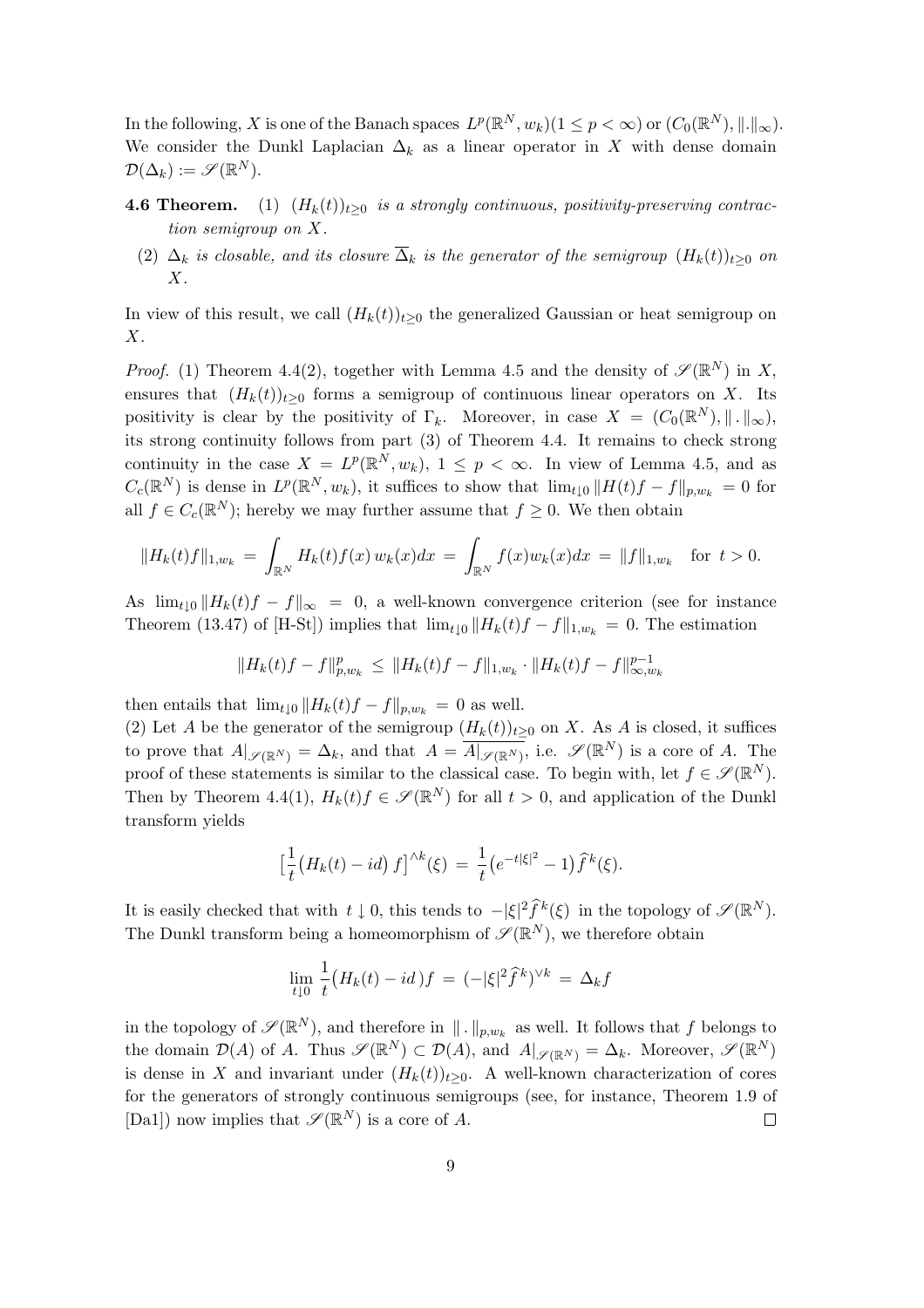In the following, $X$ is one of the Banach spaces $L^p(\mathbb{R}^N, w_k)(1 \le p < \infty)$ or $(C_0(\mathbb{R}^N), \|.\|_\infty)$. We consider the Dunkl Laplacian $\Delta_k$ as a linear operator in $X$ with dense domain $\mathcal{D}(\Delta_k) := \mathscr{S}(\mathbb{R}^N)$.

**4.6 Theorem.** *(1) $(H_k(t))_{t\ge 0}$ is a strongly continuous, positivity-preserving contraction semigroup on $X$.*

*(2) $\Delta_k$ is closable, and its closure $\overline{\Delta}_k$ is the generator of the semigroup $(H_k(t))_{t\ge 0}$ on $X$.*

In view of this result, we call $(H_k(t))_{t\ge 0}$ the generalized Gaussian or heat semigroup on $X$.

*Proof.* (1) Theorem 4.4(2), together with Lemma 4.5 and the density of $\mathscr{S}(\mathbb{R}^N)$ in $X$, ensures that $(H_k(t))_{t\ge 0}$ forms a semigroup of continuous linear operators on $X$. Its positivity is clear by the positivity of $\Gamma_k$. Moreover, in case $X = (C_0(\mathbb{R}^N), \|\,.\,\|_\infty)$, its strong continuity follows from part (3) of Theorem 4.4. It remains to check strong continuity in the case $X = L^p(\mathbb{R}^N, w_k)$, $1 \le p < \infty$. In view of Lemma 4.5, and as $C_c(\mathbb{R}^N)$ is dense in $L^p(\mathbb{R}^N, w_k)$, it suffices to show that $\lim_{t\downarrow 0} \|H(t)f - f\|_{p,w_k} = 0$ for all $f \in C_c(\mathbb{R}^N)$; hereby we may further assume that $f \ge 0$. We then obtain

$$\|H_k(t)f\|_{1,w_k} = \int_{\mathbb{R}^N} H_k(t)f(x)\, w_k(x)dx = \int_{\mathbb{R}^N} f(x)w_k(x)dx = \|f\|_{1,w_k} \quad \text{for } t > 0.$$

As $\lim_{t\downarrow 0} \|H_k(t)f - f\|_\infty = 0$, a well-known convergence criterion (see for instance Theorem (13.47) of [H-St]) implies that $\lim_{t\downarrow 0} \|H_k(t)f - f\|_{1,w_k} = 0$. The estimation

$$\|H_k(t)f - f\|_{p,w_k}^p \le \|H_k(t)f - f\|_{1,w_k} \cdot \|H_k(t)f - f\|_{\infty,w_k}^{p-1}$$

then entails that $\lim_{t\downarrow 0} \|H_k(t)f - f\|_{p,w_k} = 0$ as well.

(2) Let $A$ be the generator of the semigroup $(H_k(t))_{t\ge 0}$ on $X$. As $A$ is closed, it suffices to prove that $A|_{\mathscr{S}(\mathbb{R}^N)} = \Delta_k$, and that $A = \overline{A|_{\mathscr{S}(\mathbb{R}^N)}}$, i.e. $\mathscr{S}(\mathbb{R}^N)$ is a core of $A$. The proof of these statements is similar to the classical case. To begin with, let $f \in \mathscr{S}(\mathbb{R}^N)$. Then by Theorem 4.4(1), $H_k(t)f \in \mathscr{S}(\mathbb{R}^N)$ for all $t > 0$, and application of the Dunkl transform yields

$$\Big[\frac{1}{t}\big(H_k(t) - id\big)\, f\Big]^{\wedge k}(\xi) = \frac{1}{t}\big(e^{-t|\xi|^2} - 1\big)\widehat{f}^k(\xi).$$

It is easily checked that with $t \downarrow 0$, this tends to $-|\xi|^2\widehat{f}^k(\xi)$ in the topology of $\mathscr{S}(\mathbb{R}^N)$. The Dunkl transform being a homeomorphism of $\mathscr{S}(\mathbb{R}^N)$, we therefore obtain

$$\lim_{t\downarrow 0} \frac{1}{t}\big(H_k(t) - id\,\big)f = (-|\xi|^2\widehat{f}^k)^{\vee k} = \Delta_k f$$

in the topology of $\mathscr{S}(\mathbb{R}^N)$, and therefore in $\|\,.\,\|_{p,w_k}$ as well. It follows that $f$ belongs to the domain $\mathcal{D}(A)$ of $A$. Thus $\mathscr{S}(\mathbb{R}^N) \subset \mathcal{D}(A)$, and $A|_{\mathscr{S}(\mathbb{R}^N)} = \Delta_k$. Moreover, $\mathscr{S}(\mathbb{R}^N)$ is dense in $X$ and invariant under $(H_k(t))_{t\ge 0}$. A well-known characterization of cores for the generators of strongly continuous semigroups (see, for instance, Theorem 1.9 of [Da1]) now implies that $\mathscr{S}(\mathbb{R}^N)$ is a core of $A$. □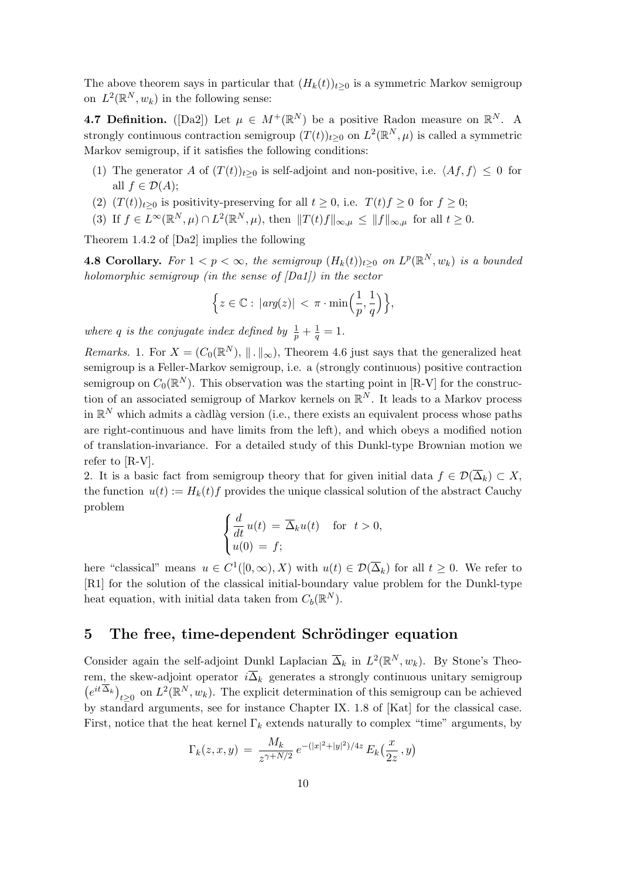The above theorem says in particular that $(H_k(t))_{t\geq 0}$ is a symmetric Markov semigroup on $L^2(\mathbb{R}^N, w_k)$ in the following sense:

**4.7 Definition.** ([Da2]) Let $\mu \in M^+(\mathbb{R}^N)$ be a positive Radon measure on $\mathbb{R}^N$. A strongly continuous contraction semigroup $(T(t))_{t\geq 0}$ on $L^2(\mathbb{R}^N, \mu)$ is called a symmetric Markov semigroup, if it satisfies the following conditions:

1. The generator $A$ of $(T(t))_{t\geq 0}$ is self-adjoint and non-positive, i.e. $\langle Af, f\rangle \leq 0$ for all $f \in \mathcal{D}(A)$;
2. $(T(t))_{t\geq 0}$ is positivity-preserving for all $t \geq 0$, i.e. $T(t)f \geq 0$ for $f \geq 0$;
3. If $f \in L^\infty(\mathbb{R}^N, \mu) \cap L^2(\mathbb{R}^N, \mu)$, then $\|T(t)f\|_{\infty,\mu} \leq \|f\|_{\infty,\mu}$ for all $t \geq 0$.

Theorem 1.4.2 of [Da2] implies the following

**4.8 Corollary.** *For $1 < p < \infty$, the semigroup $(H_k(t))_{t\geq 0}$ on $L^p(\mathbb{R}^N, w_k)$ is a bounded holomorphic semigroup (in the sense of [Da1]) in the sector*

$$\Big\{ z \in \mathbb{C} : \, |arg(z)| \, < \, \pi \cdot \min\Big(\frac{1}{p}, \frac{1}{q}\Big) \Big\},$$

*where $q$ is the conjugate index defined by $\frac{1}{p} + \frac{1}{q} = 1$.*

*Remarks.* 1. For $X = (C_0(\mathbb{R}^N), \|\,.\,\|_\infty)$, Theorem 4.6 just says that the generalized heat semigroup is a Feller-Markov semigroup, i.e. a (strongly continuous) positive contraction semigroup on $C_0(\mathbb{R}^N)$. This observation was the starting point in [R-V] for the construction of an associated semigroup of Markov kernels on $\mathbb{R}^N$. It leads to a Markov process in $\mathbb{R}^N$ which admits a càdlàg version (i.e., there exists an equivalent process whose paths are right-continuous and have limits from the left), and which obeys a modified notion of translation-invariance. For a detailed study of this Dunkl-type Brownian motion we refer to [R-V].

2. It is a basic fact from semigroup theory that for given initial data $f \in \mathcal{D}(\overline{\Delta}_k) \subset X$, the function $u(t) := H_k(t)f$ provides the unique classical solution of the abstract Cauchy problem

$$\begin{cases} \dfrac{d}{dt}\, u(t) \, = \, \overline{\Delta}_k u(t) \quad \text{for} \;\; t > 0, \\ u(0) \, = \, f; \end{cases}$$

here "classical" means $u \in C^1([0,\infty), X)$ with $u(t) \in \mathcal{D}(\overline{\Delta}_k)$ for all $t \geq 0$. We refer to [R1] for the solution of the classical initial-boundary value problem for the Dunkl-type heat equation, with initial data taken from $C_b(\mathbb{R}^N)$.

## 5 The free, time-dependent Schrödinger equation

Consider again the self-adjoint Dunkl Laplacian $\overline{\Delta}_k$ in $L^2(\mathbb{R}^N, w_k)$. By Stone's Theorem, the skew-adjoint operator $i\overline{\Delta}_k$ generates a strongly continuous unitary semigroup $\big(e^{it\overline{\Delta}_k}\big)_{t\geq 0}$ on $L^2(\mathbb{R}^N, w_k)$. The explicit determination of this semigroup can be achieved by standard arguments, see for instance Chapter IX. 1.8 of [Kat] for the classical case. First, notice that the heat kernel $\Gamma_k$ extends naturally to complex "time" arguments, by

$$\Gamma_k(z, x, y) \, = \, \frac{M_k}{z^{\gamma+N/2}}\, e^{-(|x|^2+|y|^2)/4z}\, E_k\big(\frac{x}{2z}\,, y\big)$$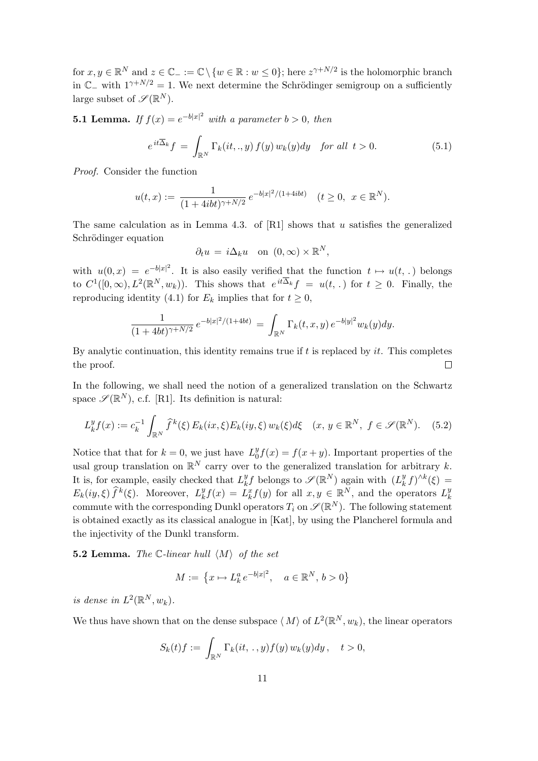for $x, y \in \mathbb{R}^N$ and $z \in \mathbb{C}_- := \mathbb{C} \setminus \{w \in \mathbb{R} : w \leq 0\}$; here $z^{\gamma+N/2}$ is the holomorphic branch in $\mathbb{C}_-$ with $1^{\gamma+N/2} = 1$. We next determine the Schrödinger semigroup on a sufficiently large subset of $\mathscr{S}(\mathbb{R}^N)$.

**5.1 Lemma.** *If $f(x) = e^{-b|x|^2}$ with a parameter $b > 0$, then*

$$e^{it\overline{\Delta}_k} f = \int_{\mathbb{R}^N} \Gamma_k(it, ., y)\, f(y)\, w_k(y) dy \quad \textit{for all } t > 0. \tag{5.1}$$

*Proof.* Consider the function

$$u(t, x) := \frac{1}{(1 + 4ibt)^{\gamma+N/2}}\, e^{-b|x|^2/(1+4ibt)} \quad (t \geq 0,\ x \in \mathbb{R}^N).$$

The same calculation as in Lemma 4.3. of [R1] shows that $u$ satisfies the generalized Schrödinger equation

$$\partial_t u = i\Delta_k u \quad \text{on } (0, \infty) \times \mathbb{R}^N,$$

with $u(0, x) = e^{-b|x|^2}$. It is also easily verified that the function $t \mapsto u(t, .)$ belongs to $C^1([0, \infty), L^2(\mathbb{R}^N, w_k))$. This shows that $e^{it\overline{\Delta}_k} f = u(t, .)$ for $t \geq 0$. Finally, the reproducing identity (4.1) for $E_k$ implies that for $t \geq 0$,

$$\frac{1}{(1 + 4bt)^{\gamma+N/2}}\, e^{-b|x|^2/(1+4bt)} = \int_{\mathbb{R}^N} \Gamma_k(t, x, y)\, e^{-b|y|^2} w_k(y) dy.$$

By analytic continuation, this identity remains true if $t$ is replaced by $it$. This completes the proof. $\square$

In the following, we shall need the notion of a generalized translation on the Schwartz space $\mathscr{S}(\mathbb{R}^N)$, c.f. [R1]. Its definition is natural:

$$L_k^y f(x) := c_k^{-1} \int_{\mathbb{R}^N} \widehat{f}^{\,k}(\xi)\, E_k(ix, \xi) E_k(iy, \xi)\, w_k(\xi) d\xi \quad (x, y \in \mathbb{R}^N,\ f \in \mathscr{S}(\mathbb{R}^N)). \tag{5.2}$$

Notice that that for $k = 0$, we just have $L_0^y f(x) = f(x + y)$. Important properties of the usal group translation on $\mathbb{R}^N$ carry over to the generalized translation for arbitrary $k$. It is, for example, easily checked that $L_k^y f$ belongs to $\mathscr{S}(\mathbb{R}^N)$ again with $(L_k^y f)^{\wedge k}(\xi) = E_k(iy, \xi)\, \widehat{f}^{\,k}(\xi)$. Moreover, $L_k^y f(x) = L_k^x f(y)$ for all $x, y \in \mathbb{R}^N$, and the operators $L_k^y$ commute with the corresponding Dunkl operators $T_i$ on $\mathscr{S}(\mathbb{R}^N)$. The following statement is obtained exactly as its classical analogue in [Kat], by using the Plancherel formula and the injectivity of the Dunkl transform.

**5.2 Lemma.** *The $\mathbb{C}$-linear hull $\langle M \rangle$ of the set*

$$M := \left\{ x \mapsto L_k^a\, e^{-b|x|^2}, \quad a \in \mathbb{R}^N,\ b > 0 \right\}$$

*is dense in $L^2(\mathbb{R}^N, w_k)$.*

We thus have shown that on the dense subspace $\langle M \rangle$ of $L^2(\mathbb{R}^N, w_k)$, the linear operators

$$S_k(t) f := \int_{\mathbb{R}^N} \Gamma_k(it, \,.\,, y) f(y)\, w_k(y) dy\,, \quad t > 0,$$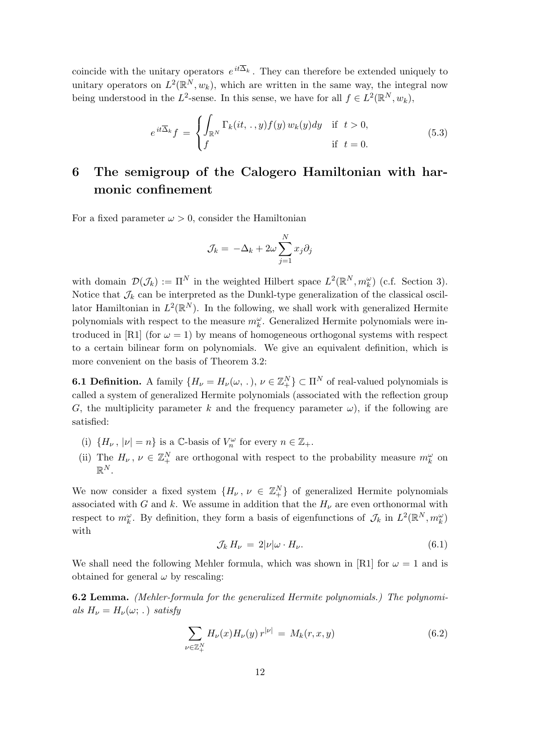coincide with the unitary operators $e^{it\overline{\Delta}_k}$. They can therefore be extended uniquely to unitary operators on $L^2(\mathbb{R}^N, w_k)$, which are written in the same way, the integral now being understood in the $L^2$-sense. In this sense, we have for all $f \in L^2(\mathbb{R}^N, w_k)$,

$$e^{it\overline{\Delta}_k} f \;=\; \begin{cases} \displaystyle\int_{\mathbb{R}^N} \Gamma_k(it, \,.\,, y) f(y)\, w_k(y) dy & \text{if } \; t > 0, \\ f & \text{if } \; t = 0. \end{cases} \tag{5.3}$$

## 6 The semigroup of the Calogero Hamiltonian with harmonic confinement

For a fixed parameter $\omega > 0$, consider the Hamiltonian

$$\mathcal{J}_k = \, -\Delta_k + 2\omega \sum_{j=1}^{N} x_j \partial_j$$

with domain $\mathcal{D}(\mathcal{J}_k) := \Pi^N$ in the weighted Hilbert space $L^2(\mathbb{R}^N, m_k^\omega)$ (c.f. Section 3). Notice that $\mathcal{J}_k$ can be interpreted as the Dunkl-type generalization of the classical oscillator Hamiltonian in $L^2(\mathbb{R}^N)$. In the following, we shall work with generalized Hermite polynomials with respect to the measure $m_k^\omega$. Generalized Hermite polynomials were introduced in [R1] (for $\omega = 1$) by means of homogeneous orthogonal systems with respect to a certain bilinear form on polynomials. We give an equivalent definition, which is more convenient on the basis of Theorem 3.2:

**6.1 Definition.** A family $\{H_\nu = H_\nu(\omega, \,.\,),\, \nu \in \mathbb{Z}_+^N\} \subset \Pi^N$ of real-valued polynomials is called a system of generalized Hermite polynomials (associated with the reflection group $G$, the multiplicity parameter $k$ and the frequency parameter $\omega$), if the following are satisfied:

- (i) $\{H_\nu \,,\, |\nu| = n\}$ is a $\mathbb{C}$-basis of $V_n^\omega$ for every $n \in \mathbb{Z}_+$.
- (ii) The $H_\nu \,,\, \nu \in \mathbb{Z}_+^N$ are orthogonal with respect to the probability measure $m_k^\omega$ on $\mathbb{R}^N$.

We now consider a fixed system $\{H_\nu \,,\, \nu \in \mathbb{Z}_+^N\}$ of generalized Hermite polynomials associated with $G$ and $k$. We assume in addition that the $H_\nu$ are even orthonormal with respect to $m_k^\omega$. By definition, they form a basis of eigenfunctions of $\mathcal{J}_k$ in $L^2(\mathbb{R}^N, m_k^\omega)$ with

$$\mathcal{J}_k \, H_\nu \,=\, 2|\nu|\omega \cdot H_\nu. \tag{6.1}$$

We shall need the following Mehler formula, which was shown in [R1] for $\omega = 1$ and is obtained for general $\omega$ by rescaling:

**6.2 Lemma.** *(Mehler-formula for the generalized Hermite polynomials.) The polynomials $H_\nu = H_\nu(\omega;\, .\,)$ satisfy*

$$\sum_{\nu \in \mathbb{Z}_+^N} H_\nu(x) H_\nu(y)\, r^{|\nu|} \,=\, M_k(r, x, y) \tag{6.2}$$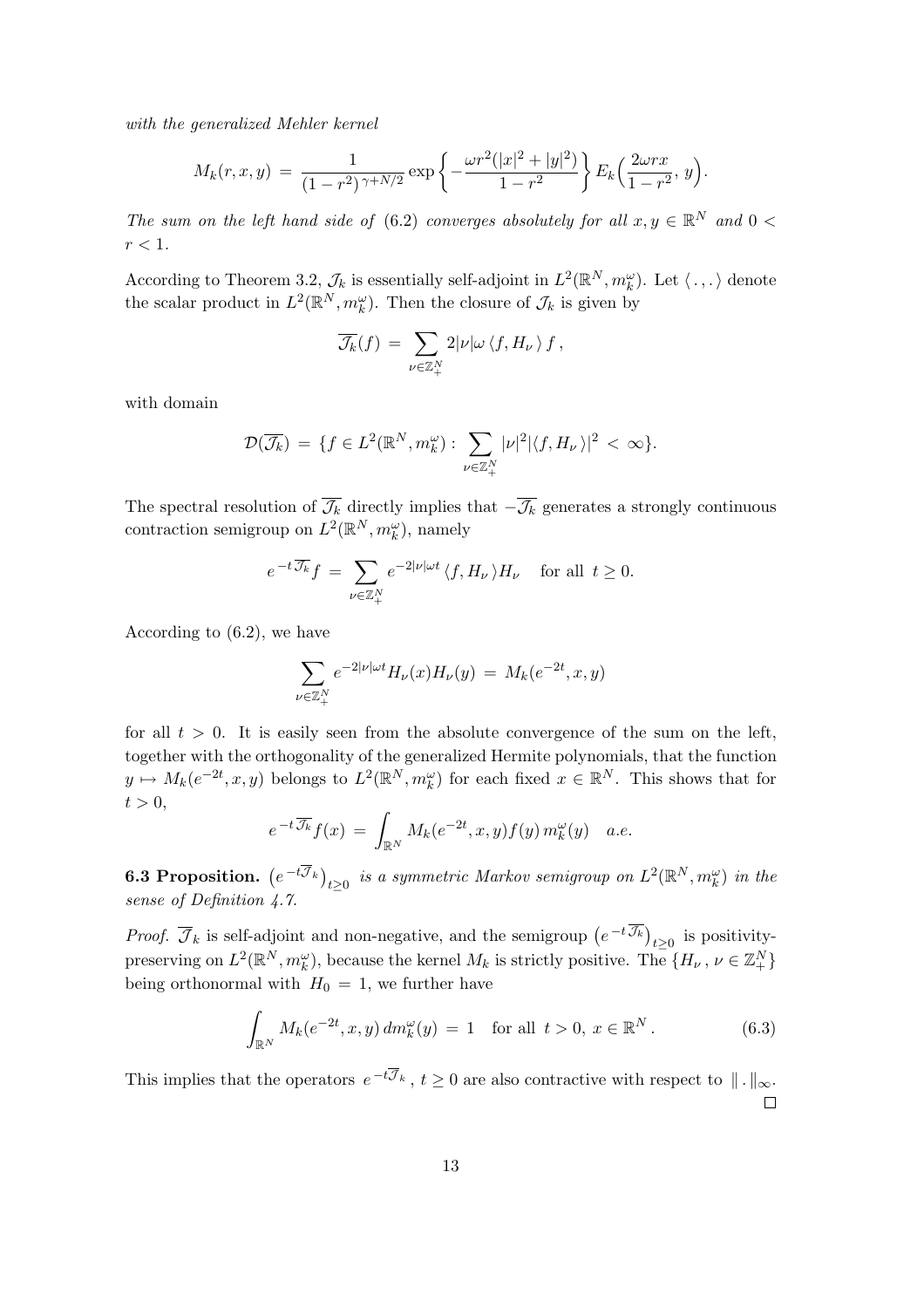*with the generalized Mehler kernel*

$$M_k(r,x,y) \,=\, \frac{1}{(1-r^2)^{\gamma+N/2}}\exp\Big\{-\frac{\omega r^2(|x|^2+|y|^2)}{1-r^2}\Big\}\, E_k\Big(\frac{2\omega r x}{1-r^2},\, y\Big).$$

*The sum on the left hand side of* (6.2) *converges absolutely for all* $x,y\in\mathbb{R}^N$ *and* $0<r<1$.

According to Theorem 3.2, $\mathcal{J}_k$ is essentially self-adjoint in $L^2(\mathbb{R}^N, m_k^\omega)$. Let $\langle\,.\,,.\,\rangle$ denote the scalar product in $L^2(\mathbb{R}^N, m_k^\omega)$. Then the closure of $\mathcal{J}_k$ is given by

$$\overline{\mathcal{J}_k}(f) \,=\, \sum_{\nu\in\mathbb{Z}_+^N} 2|\nu|\omega\,\langle f, H_\nu\,\rangle\, f\,,$$

with domain

$$\mathcal{D}(\overline{\mathcal{J}_k}) \,=\, \{f\in L^2(\mathbb{R}^N, m_k^\omega):\, \sum_{\nu\in\mathbb{Z}_+^N}|\nu|^2|\langle f, H_\nu\,\rangle|^2 \,<\,\infty\}.$$

The spectral resolution of $\overline{\mathcal{J}_k}$ directly implies that $-\overline{\mathcal{J}_k}$ generates a strongly continuous contraction semigroup on $L^2(\mathbb{R}^N, m_k^\omega)$, namely

$$e^{-t\,\overline{\mathcal{J}_k}}f \,=\, \sum_{\nu\in\mathbb{Z}_+^N} e^{-2|\nu|\omega t}\,\langle f, H_\nu\,\rangle H_\nu \quad \text{for all } \, t\geq 0.$$

According to (6.2), we have

$$\sum_{\nu\in\mathbb{Z}_+^N} e^{-2|\nu|\omega t}H_\nu(x)H_\nu(y) \,=\, M_k(e^{-2t},x,y)$$

for all $t>0$. It is easily seen from the absolute convergence of the sum on the left, together with the orthogonality of the generalized Hermite polynomials, that the function $y\mapsto M_k(e^{-2t},x,y)$ belongs to $L^2(\mathbb{R}^N, m_k^\omega)$ for each fixed $x\in\mathbb{R}^N$. This shows that for $t>0$,

$$e^{-t\,\overline{\mathcal{J}_k}}f(x) \,=\, \int_{\mathbb{R}^N} M_k(e^{-2t},x,y)f(y)\,m_k^\omega(y) \quad a.e.$$

**6.3 Proposition.** $\big(e^{-t\overline{\mathcal{J}}_k}\big)_{t\geq 0}$ *is a symmetric Markov semigroup on* $L^2(\mathbb{R}^N, m_k^\omega)$ *in the sense of Definition 4.7.*

*Proof.* $\overline{\mathcal{J}}_k$ is self-adjoint and non-negative, and the semigroup $\big(e^{-t\,\overline{\mathcal{J}_k}}\big)_{t\geq 0}$ is positivity-preserving on $L^2(\mathbb{R}^N, m_k^\omega)$, because the kernel $M_k$ is strictly positive. The $\{H_\nu\,,\,\nu\in\mathbb{Z}_+^N\}$ being orthonormal with $H_0\,=\,1$, we further have

$$\int_{\mathbb{R}^N} M_k(e^{-2t},x,y)\,dm_k^\omega(y) \,=\, 1 \quad \text{for all } \, t>0,\; x\in\mathbb{R}^N\,. \tag{6.3}$$

This implies that the operators $e^{-t\overline{\mathcal{J}}_k}$, $t\geq 0$ are also contractive with respect to $\|\,.\,\|_\infty$. $\square$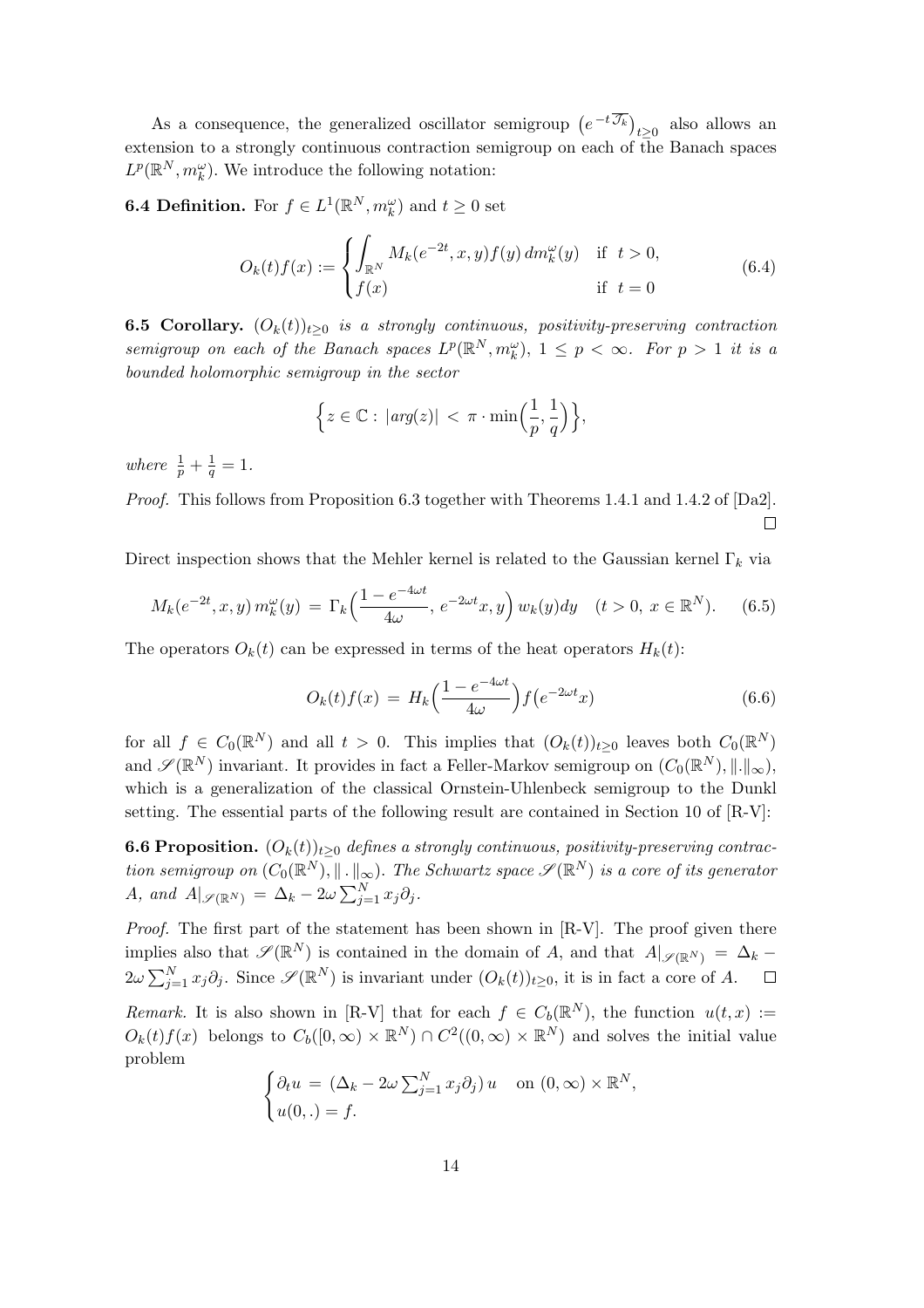As a consequence, the generalized oscillator semigroup $\left(e^{-t\overline{\mathcal{J}_k}}\right)_{t\geq 0}$ also allows an extension to a strongly continuous contraction semigroup on each of the Banach spaces $L^p(\mathbb{R}^N, m_k^\omega)$. We introduce the following notation:

**6.4 Definition.** For $f \in L^1(\mathbb{R}^N, m_k^\omega)$ and $t \geq 0$ set

$$O_k(t)f(x) := \begin{cases} \displaystyle\int_{\mathbb{R}^N} M_k(e^{-2t}, x, y) f(y)\, dm_k^\omega(y) & \text{if } t > 0, \\ f(x) & \text{if } t = 0 \end{cases} \tag{6.4}$$

**6.5 Corollary.** *$(O_k(t))_{t\geq 0}$ is a strongly continuous, positivity-preserving contraction semigroup on each of the Banach spaces $L^p(\mathbb{R}^N, m_k^\omega)$, $1 \leq p < \infty$. For $p > 1$ it is a bounded holomorphic semigroup in the sector*

$$\Big\{ z \in \mathbb{C} : |arg(z)| < \pi \cdot \min\Big(\frac{1}{p}, \frac{1}{q}\Big) \Big\},$$

*where* $\frac{1}{p} + \frac{1}{q} = 1$.

*Proof.* This follows from Proposition 6.3 together with Theorems 1.4.1 and 1.4.2 of [Da2]. □

Direct inspection shows that the Mehler kernel is related to the Gaussian kernel $\Gamma_k$ via

$$M_k(e^{-2t}, x, y)\, m_k^\omega(y) \,=\, \Gamma_k\Big(\frac{1 - e^{-4\omega t}}{4\omega},\, e^{-2\omega t}x, y\Big)\, w_k(y) dy \quad (t > 0,\, x \in \mathbb{R}^N). \tag{6.5}$$

The operators $O_k(t)$ can be expressed in terms of the heat operators $H_k(t)$:

$$O_k(t)f(x) \,=\, H_k\Big(\frac{1 - e^{-4\omega t}}{4\omega}\Big) f\big(e^{-2\omega t}x\big) \tag{6.6}$$

for all $f \in C_0(\mathbb{R}^N)$ and all $t > 0$. This implies that $(O_k(t))_{t\geq 0}$ leaves both $C_0(\mathbb{R}^N)$ and $\mathscr{S}(\mathbb{R}^N)$ invariant. It provides in fact a Feller-Markov semigroup on $(C_0(\mathbb{R}^N), \|.\|_\infty)$, which is a generalization of the classical Ornstein-Uhlenbeck semigroup to the Dunkl setting. The essential parts of the following result are contained in Section 10 of [R-V]:

**6.6 Proposition.** *$(O_k(t))_{t\geq 0}$ defines a strongly continuous, positivity-preserving contraction semigroup on $(C_0(\mathbb{R}^N), \|\,.\,\|_\infty)$. The Schwartz space $\mathscr{S}(\mathbb{R}^N)$ is a core of its generator $A$, and $A|_{\mathscr{S}(\mathbb{R}^N)} \,=\, \Delta_k - 2\omega \sum_{j=1}^N x_j\partial_j$.*

*Proof.* The first part of the statement has been shown in [R-V]. The proof given there implies also that $\mathscr{S}(\mathbb{R}^N)$ is contained in the domain of $A$, and that $A|_{\mathscr{S}(\mathbb{R}^N)} \,=\, \Delta_k - 2\omega \sum_{j=1}^N x_j\partial_j$. Since $\mathscr{S}(\mathbb{R}^N)$ is invariant under $(O_k(t))_{t\geq 0}$, it is in fact a core of $A$. □

*Remark.* It is also shown in [R-V] that for each $f \in C_b(\mathbb{R}^N)$, the function $u(t, x) := O_k(t)f(x)$ belongs to $C_b([0, \infty) \times \mathbb{R}^N) \cap C^2((0, \infty) \times \mathbb{R}^N)$ and solves the initial value problem

$$\begin{cases} \partial_t u \,=\, (\Delta_k - 2\omega \sum_{j=1}^N x_j\partial_j)\, u & \text{on } (0, \infty) \times \mathbb{R}^N, \\ u(0, .) = f. \end{cases}$$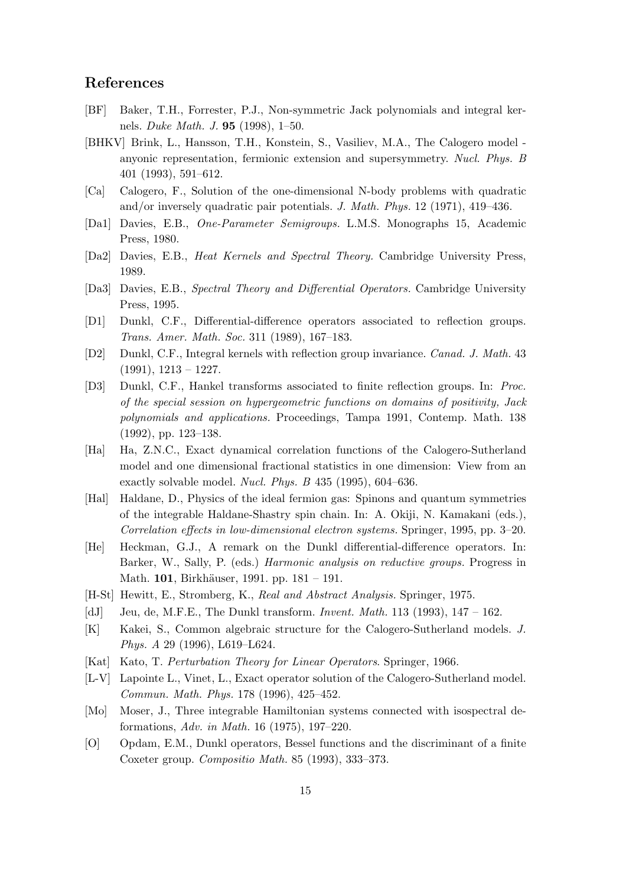## References

[BF] Baker, T.H., Forrester, P.J., Non-symmetric Jack polynomials and integral kernels. *Duke Math. J.* **95** (1998), 1–50.

[BHKV] Brink, L., Hansson, T.H., Konstein, S., Vasiliev, M.A., The Calogero model - anyonic representation, fermionic extension and supersymmetry. *Nucl. Phys. B* 401 (1993), 591–612.

[Ca] Calogero, F., Solution of the one-dimensional N-body problems with quadratic and/or inversely quadratic pair potentials. *J. Math. Phys.* 12 (1971), 419–436.

[Da1] Davies, E.B., *One-Parameter Semigroups.* L.M.S. Monographs 15, Academic Press, 1980.

[Da2] Davies, E.B., *Heat Kernels and Spectral Theory.* Cambridge University Press, 1989.

[Da3] Davies, E.B., *Spectral Theory and Differential Operators.* Cambridge University Press, 1995.

[D1] Dunkl, C.F., Differential-difference operators associated to reflection groups. *Trans. Amer. Math. Soc.* 311 (1989), 167–183.

[D2] Dunkl, C.F., Integral kernels with reflection group invariance. *Canad. J. Math.* 43 (1991), 1213 – 1227.

[D3] Dunkl, C.F., Hankel transforms associated to finite reflection groups. In: *Proc. of the special session on hypergeometric functions on domains of positivity, Jack polynomials and applications.* Proceedings, Tampa 1991, Contemp. Math. 138 (1992), pp. 123–138.

[Ha] Ha, Z.N.C., Exact dynamical correlation functions of the Calogero-Sutherland model and one dimensional fractional statistics in one dimension: View from an exactly solvable model. *Nucl. Phys. B* 435 (1995), 604–636.

[Hal] Haldane, D., Physics of the ideal fermion gas: Spinons and quantum symmetries of the integrable Haldane-Shastry spin chain. In: A. Okiji, N. Kamakani (eds.), *Correlation effects in low-dimensional electron systems.* Springer, 1995, pp. 3–20.

[He] Heckman, G.J., A remark on the Dunkl differential-difference operators. In: Barker, W., Sally, P. (eds.) *Harmonic analysis on reductive groups.* Progress in Math. **101**, Birkhäuser, 1991. pp. 181 – 191.

[H-St] Hewitt, E., Stromberg, K., *Real and Abstract Analysis.* Springer, 1975.

[dJ] Jeu, de, M.F.E., The Dunkl transform. *Invent. Math.* 113 (1993), 147 – 162.

[K] Kakei, S., Common algebraic structure for the Calogero-Sutherland models. *J. Phys. A* 29 (1996), L619–L624.

[Kat] Kato, T. *Perturbation Theory for Linear Operators*. Springer, 1966.

[L-V] Lapointe L., Vinet, L., Exact operator solution of the Calogero-Sutherland model. *Commun. Math. Phys.* 178 (1996), 425–452.

[Mo] Moser, J., Three integrable Hamiltonian systems connected with isospectral deformations, *Adv. in Math.* 16 (1975), 197–220.

[O] Opdam, E.M., Dunkl operators, Bessel functions and the discriminant of a finite Coxeter group. *Compositio Math.* 85 (1993), 333–373.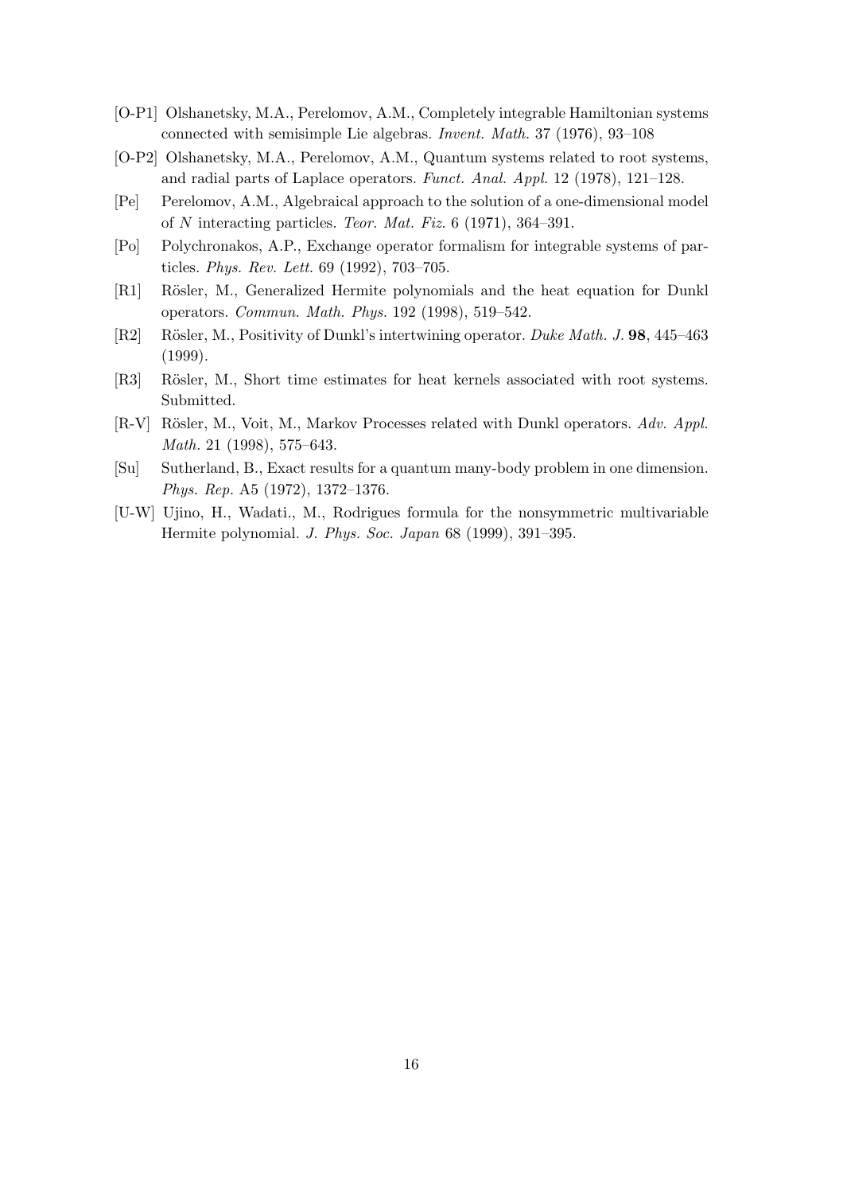[O-P1] Olshanetsky, M.A., Perelomov, A.M., Completely integrable Hamiltonian systems connected with semisimple Lie algebras. *Invent. Math.* 37 (1976), 93–108

[O-P2] Olshanetsky, M.A., Perelomov, A.M., Quantum systems related to root systems, and radial parts of Laplace operators. *Funct. Anal. Appl.* 12 (1978), 121–128.

[Pe] Perelomov, A.M., Algebraical approach to the solution of a one-dimensional model of $N$ interacting particles. *Teor. Mat. Fiz.* 6 (1971), 364–391.

[Po] Polychronakos, A.P., Exchange operator formalism for integrable systems of particles. *Phys. Rev. Lett.* 69 (1992), 703–705.

[R1] Rösler, M., Generalized Hermite polynomials and the heat equation for Dunkl operators. *Commun. Math. Phys.* 192 (1998), 519–542.

[R2] Rösler, M., Positivity of Dunkl's intertwining operator. *Duke Math. J.* **98**, 445–463 (1999).

[R3] Rösler, M., Short time estimates for heat kernels associated with root systems. Submitted.

[R-V] Rösler, M., Voit, M., Markov Processes related with Dunkl operators. *Adv. Appl. Math.* 21 (1998), 575–643.

[Su] Sutherland, B., Exact results for a quantum many-body problem in one dimension. *Phys. Rep.* A5 (1972), 1372–1376.

[U-W] Ujino, H., Wadati., M., Rodrigues formula for the nonsymmetric multivariable Hermite polynomial. *J. Phys. Soc. Japan* 68 (1999), 391–395.